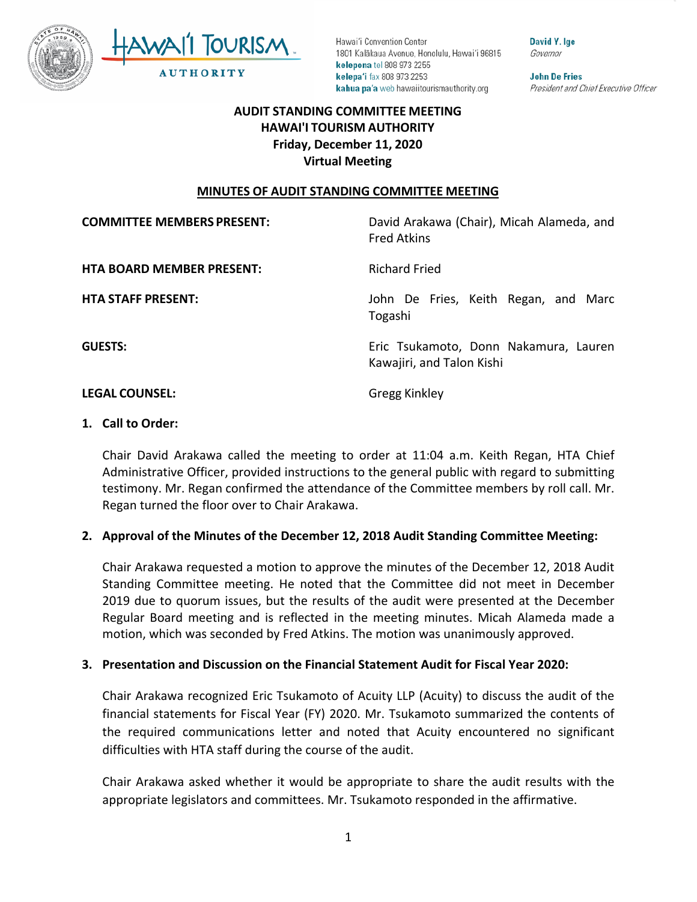Hawai'i Convention Center
1801 Kalākaua Avenue, Honolulu, Hawai'i 96815
**kelepona** tel 808 973 2255
**kelepa'i** fax 808 973 2253
**kahua pa'a** web hawaiitourismauthority.org

**David Y. Ige**
*Governor*

**John De Fries**
*President and Chief Executive Officer*

**AUDIT STANDING COMMITTEE MEETING**
**HAWAI'I TOURISM AUTHORITY**
**Friday, December 11, 2020**
**Virtual Meeting**

## MINUTES OF AUDIT STANDING COMMITTEE MEETING

| | |
|---|---|
| **COMMITTEE MEMBERS PRESENT:** | David Arakawa (Chair), Micah Alameda, and Fred Atkins |
| **HTA BOARD MEMBER PRESENT:** | Richard Fried |
| **HTA STAFF PRESENT:** | John De Fries, Keith Regan, and Marc Togashi |
| **GUESTS:** | Eric Tsukamoto, Donn Nakamura, Lauren Kawajiri, and Talon Kishi |
| **LEGAL COUNSEL:** | Gregg Kinkley |

### 1. Call to Order:

Chair David Arakawa called the meeting to order at 11:04 a.m. Keith Regan, HTA Chief Administrative Officer, provided instructions to the general public with regard to submitting testimony. Mr. Regan confirmed the attendance of the Committee members by roll call. Mr. Regan turned the floor over to Chair Arakawa.

### 2. Approval of the Minutes of the December 12, 2018 Audit Standing Committee Meeting:

Chair Arakawa requested a motion to approve the minutes of the December 12, 2018 Audit Standing Committee meeting. He noted that the Committee did not meet in December 2019 due to quorum issues, but the results of the audit were presented at the December Regular Board meeting and is reflected in the meeting minutes. Micah Alameda made a motion, which was seconded by Fred Atkins. The motion was unanimously approved.

### 3. Presentation and Discussion on the Financial Statement Audit for Fiscal Year 2020:

Chair Arakawa recognized Eric Tsukamoto of Acuity LLP (Acuity) to discuss the audit of the financial statements for Fiscal Year (FY) 2020. Mr. Tsukamoto summarized the contents of the required communications letter and noted that Acuity encountered no significant difficulties with HTA staff during the course of the audit.

Chair Arakawa asked whether it would be appropriate to share the audit results with the appropriate legislators and committees. Mr. Tsukamoto responded in the affirmative.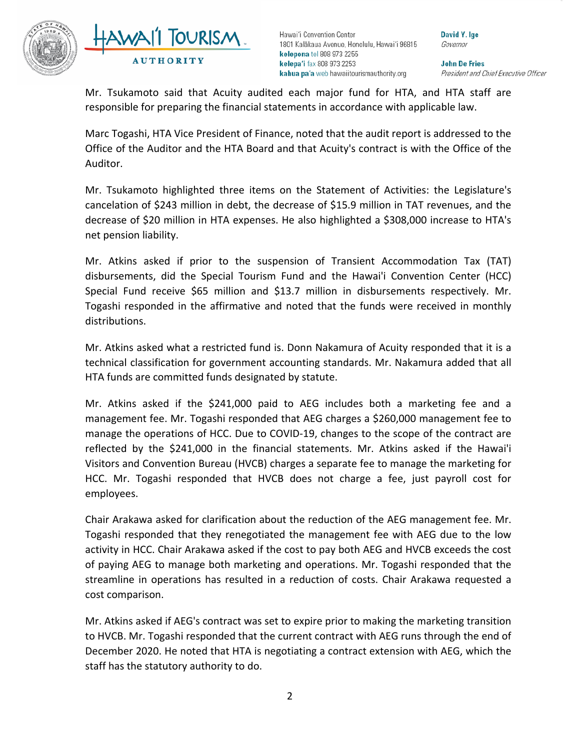Mr. Tsukamoto said that Acuity audited each major fund for HTA, and HTA staff are responsible for preparing the financial statements in accordance with applicable law.

Marc Togashi, HTA Vice President of Finance, noted that the audit report is addressed to the Office of the Auditor and the HTA Board and that Acuity's contract is with the Office of the Auditor.

Mr. Tsukamoto highlighted three items on the Statement of Activities: the Legislature's cancelation of $243 million in debt, the decrease of $15.9 million in TAT revenues, and the decrease of $20 million in HTA expenses. He also highlighted a $308,000 increase to HTA's net pension liability.

Mr. Atkins asked if prior to the suspension of Transient Accommodation Tax (TAT) disbursements, did the Special Tourism Fund and the Hawai'i Convention Center (HCC) Special Fund receive $65 million and $13.7 million in disbursements respectively. Mr. Togashi responded in the affirmative and noted that the funds were received in monthly distributions.

Mr. Atkins asked what a restricted fund is. Donn Nakamura of Acuity responded that it is a technical classification for government accounting standards. Mr. Nakamura added that all HTA funds are committed funds designated by statute.

Mr. Atkins asked if the $241,000 paid to AEG includes both a marketing fee and a management fee. Mr. Togashi responded that AEG charges a $260,000 management fee to manage the operations of HCC. Due to COVID-19, changes to the scope of the contract are reflected by the $241,000 in the financial statements. Mr. Atkins asked if the Hawai'i Visitors and Convention Bureau (HVCB) charges a separate fee to manage the marketing for HCC. Mr. Togashi responded that HVCB does not charge a fee, just payroll cost for employees.

Chair Arakawa asked for clarification about the reduction of the AEG management fee. Mr. Togashi responded that they renegotiated the management fee with AEG due to the low activity in HCC. Chair Arakawa asked if the cost to pay both AEG and HVCB exceeds the cost of paying AEG to manage both marketing and operations. Mr. Togashi responded that the streamline in operations has resulted in a reduction of costs. Chair Arakawa requested a cost comparison.

Mr. Atkins asked if AEG's contract was set to expire prior to making the marketing transition to HVCB. Mr. Togashi responded that the current contract with AEG runs through the end of December 2020. He noted that HTA is negotiating a contract extension with AEG, which the staff has the statutory authority to do.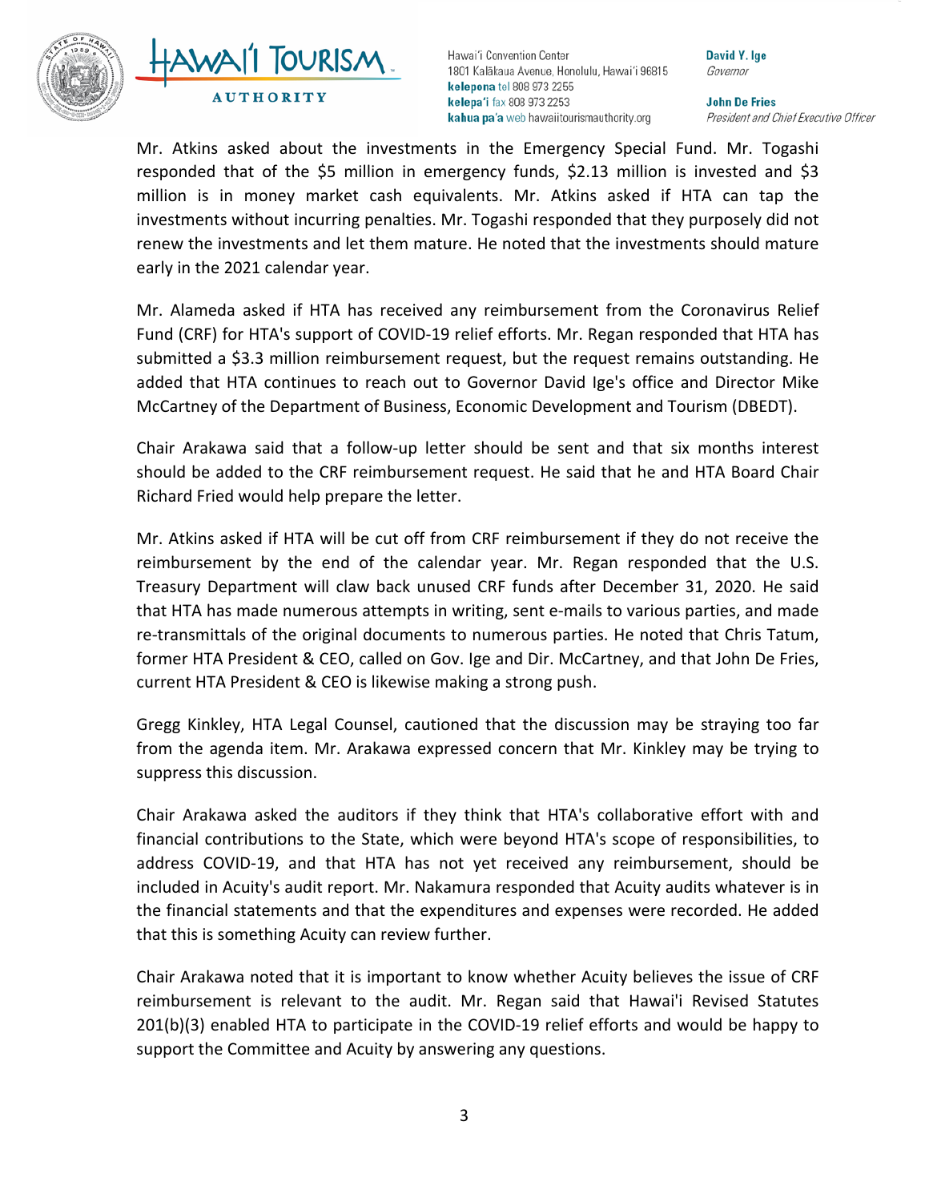Mr. Atkins asked about the investments in the Emergency Special Fund. Mr. Togashi responded that of the $5 million in emergency funds, $2.13 million is invested and $3 million is in money market cash equivalents. Mr. Atkins asked if HTA can tap the investments without incurring penalties. Mr. Togashi responded that they purposely did not renew the investments and let them mature. He noted that the investments should mature early in the 2021 calendar year.

Mr. Alameda asked if HTA has received any reimbursement from the Coronavirus Relief Fund (CRF) for HTA's support of COVID-19 relief efforts. Mr. Regan responded that HTA has submitted a $3.3 million reimbursement request, but the request remains outstanding. He added that HTA continues to reach out to Governor David Ige's office and Director Mike McCartney of the Department of Business, Economic Development and Tourism (DBEDT).

Chair Arakawa said that a follow-up letter should be sent and that six months interest should be added to the CRF reimbursement request. He said that he and HTA Board Chair Richard Fried would help prepare the letter.

Mr. Atkins asked if HTA will be cut off from CRF reimbursement if they do not receive the reimbursement by the end of the calendar year. Mr. Regan responded that the U.S. Treasury Department will claw back unused CRF funds after December 31, 2020. He said that HTA has made numerous attempts in writing, sent e-mails to various parties, and made re-transmittals of the original documents to numerous parties. He noted that Chris Tatum, former HTA President & CEO, called on Gov. Ige and Dir. McCartney, and that John De Fries, current HTA President & CEO is likewise making a strong push.

Gregg Kinkley, HTA Legal Counsel, cautioned that the discussion may be straying too far from the agenda item. Mr. Arakawa expressed concern that Mr. Kinkley may be trying to suppress this discussion.

Chair Arakawa asked the auditors if they think that HTA's collaborative effort with and financial contributions to the State, which were beyond HTA's scope of responsibilities, to address COVID-19, and that HTA has not yet received any reimbursement, should be included in Acuity's audit report. Mr. Nakamura responded that Acuity audits whatever is in the financial statements and that the expenditures and expenses were recorded. He added that this is something Acuity can review further.

Chair Arakawa noted that it is important to know whether Acuity believes the issue of CRF reimbursement is relevant to the audit. Mr. Regan said that Hawai'i Revised Statutes 201(b)(3) enabled HTA to participate in the COVID-19 relief efforts and would be happy to support the Committee and Acuity by answering any questions.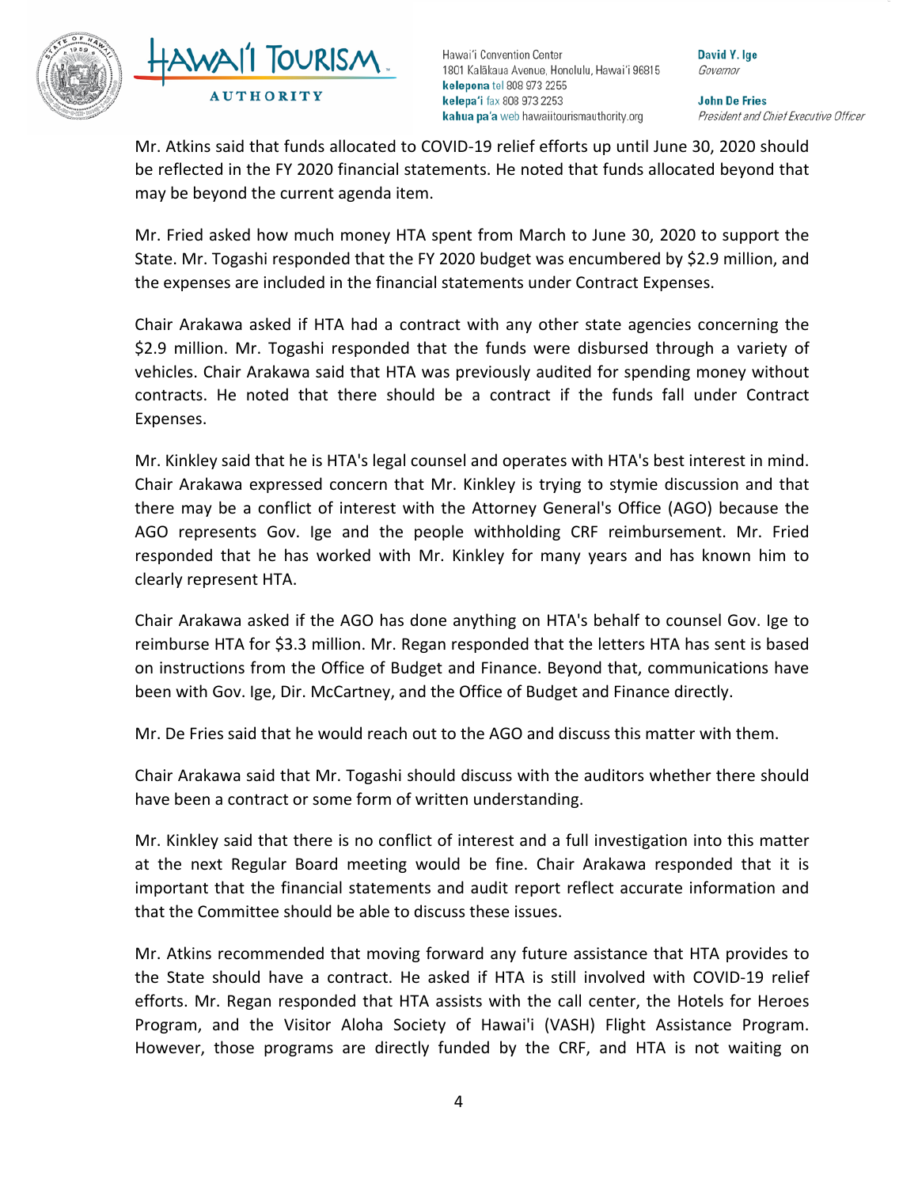Mr. Atkins said that funds allocated to COVID-19 relief efforts up until June 30, 2020 should be reflected in the FY 2020 financial statements. He noted that funds allocated beyond that may be beyond the current agenda item.

Mr. Fried asked how much money HTA spent from March to June 30, 2020 to support the State. Mr. Togashi responded that the FY 2020 budget was encumbered by $2.9 million, and the expenses are included in the financial statements under Contract Expenses.

Chair Arakawa asked if HTA had a contract with any other state agencies concerning the $2.9 million. Mr. Togashi responded that the funds were disbursed through a variety of vehicles. Chair Arakawa said that HTA was previously audited for spending money without contracts. He noted that there should be a contract if the funds fall under Contract Expenses.

Mr. Kinkley said that he is HTA's legal counsel and operates with HTA's best interest in mind. Chair Arakawa expressed concern that Mr. Kinkley is trying to stymie discussion and that there may be a conflict of interest with the Attorney General's Office (AGO) because the AGO represents Gov. Ige and the people withholding CRF reimbursement. Mr. Fried responded that he has worked with Mr. Kinkley for many years and has known him to clearly represent HTA.

Chair Arakawa asked if the AGO has done anything on HTA's behalf to counsel Gov. Ige to reimburse HTA for $3.3 million. Mr. Regan responded that the letters HTA has sent is based on instructions from the Office of Budget and Finance. Beyond that, communications have been with Gov. Ige, Dir. McCartney, and the Office of Budget and Finance directly.

Mr. De Fries said that he would reach out to the AGO and discuss this matter with them.

Chair Arakawa said that Mr. Togashi should discuss with the auditors whether there should have been a contract or some form of written understanding.

Mr. Kinkley said that there is no conflict of interest and a full investigation into this matter at the next Regular Board meeting would be fine. Chair Arakawa responded that it is important that the financial statements and audit report reflect accurate information and that the Committee should be able to discuss these issues.

Mr. Atkins recommended that moving forward any future assistance that HTA provides to the State should have a contract. He asked if HTA is still involved with COVID-19 relief efforts. Mr. Regan responded that HTA assists with the call center, the Hotels for Heroes Program, and the Visitor Aloha Society of Hawai'i (VASH) Flight Assistance Program. However, those programs are directly funded by the CRF, and HTA is not waiting on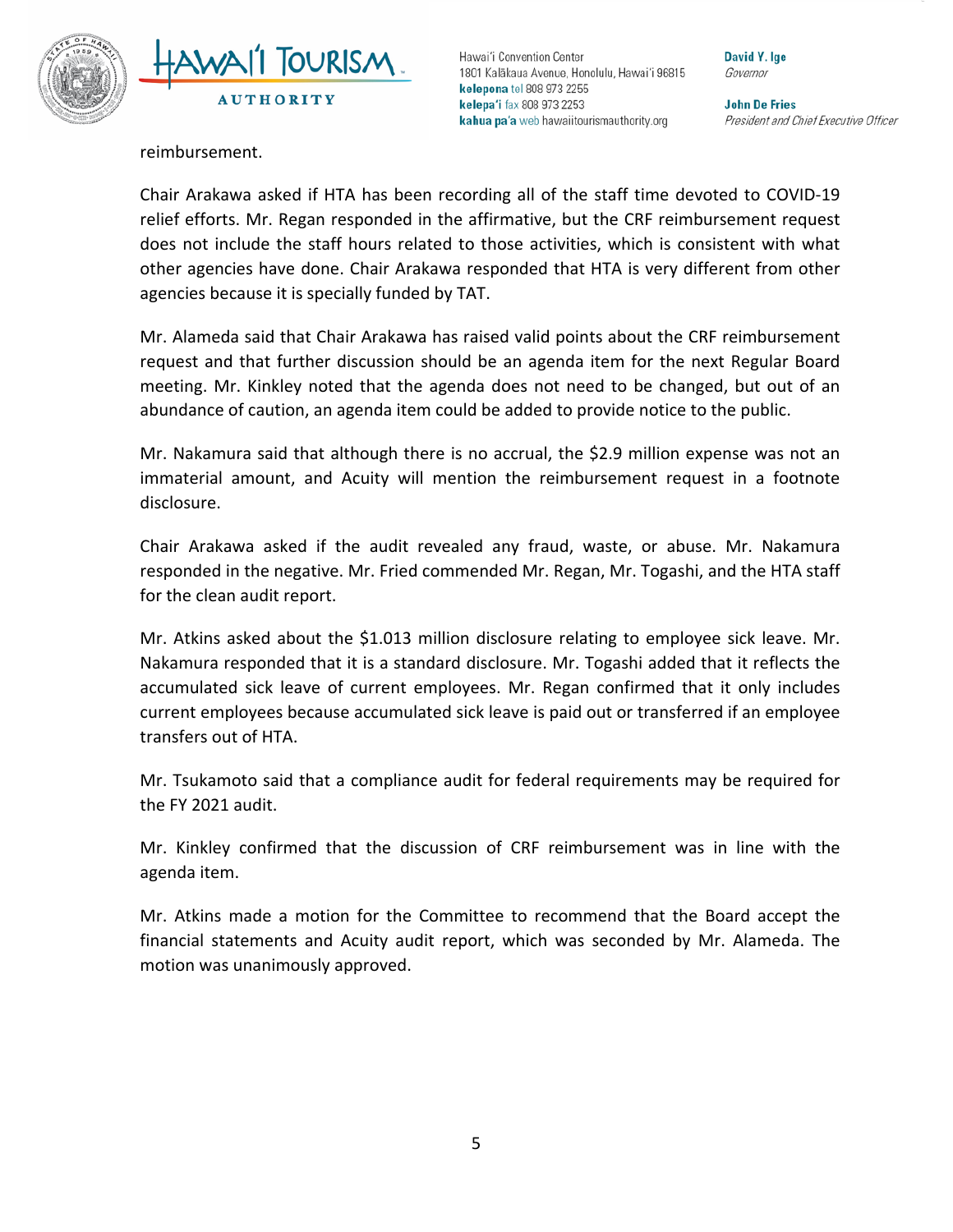reimbursement.

Chair Arakawa asked if HTA has been recording all of the staff time devoted to COVID-19 relief efforts. Mr. Regan responded in the affirmative, but the CRF reimbursement request does not include the staff hours related to those activities, which is consistent with what other agencies have done. Chair Arakawa responded that HTA is very different from other agencies because it is specially funded by TAT.

Mr. Alameda said that Chair Arakawa has raised valid points about the CRF reimbursement request and that further discussion should be an agenda item for the next Regular Board meeting. Mr. Kinkley noted that the agenda does not need to be changed, but out of an abundance of caution, an agenda item could be added to provide notice to the public.

Mr. Nakamura said that although there is no accrual, the $2.9 million expense was not an immaterial amount, and Acuity will mention the reimbursement request in a footnote disclosure.

Chair Arakawa asked if the audit revealed any fraud, waste, or abuse. Mr. Nakamura responded in the negative. Mr. Fried commended Mr. Regan, Mr. Togashi, and the HTA staff for the clean audit report.

Mr. Atkins asked about the $1.013 million disclosure relating to employee sick leave. Mr. Nakamura responded that it is a standard disclosure. Mr. Togashi added that it reflects the accumulated sick leave of current employees. Mr. Regan confirmed that it only includes current employees because accumulated sick leave is paid out or transferred if an employee transfers out of HTA.

Mr. Tsukamoto said that a compliance audit for federal requirements may be required for the FY 2021 audit.

Mr. Kinkley confirmed that the discussion of CRF reimbursement was in line with the agenda item.

Mr. Atkins made a motion for the Committee to recommend that the Board accept the financial statements and Acuity audit report, which was seconded by Mr. Alameda. The motion was unanimously approved.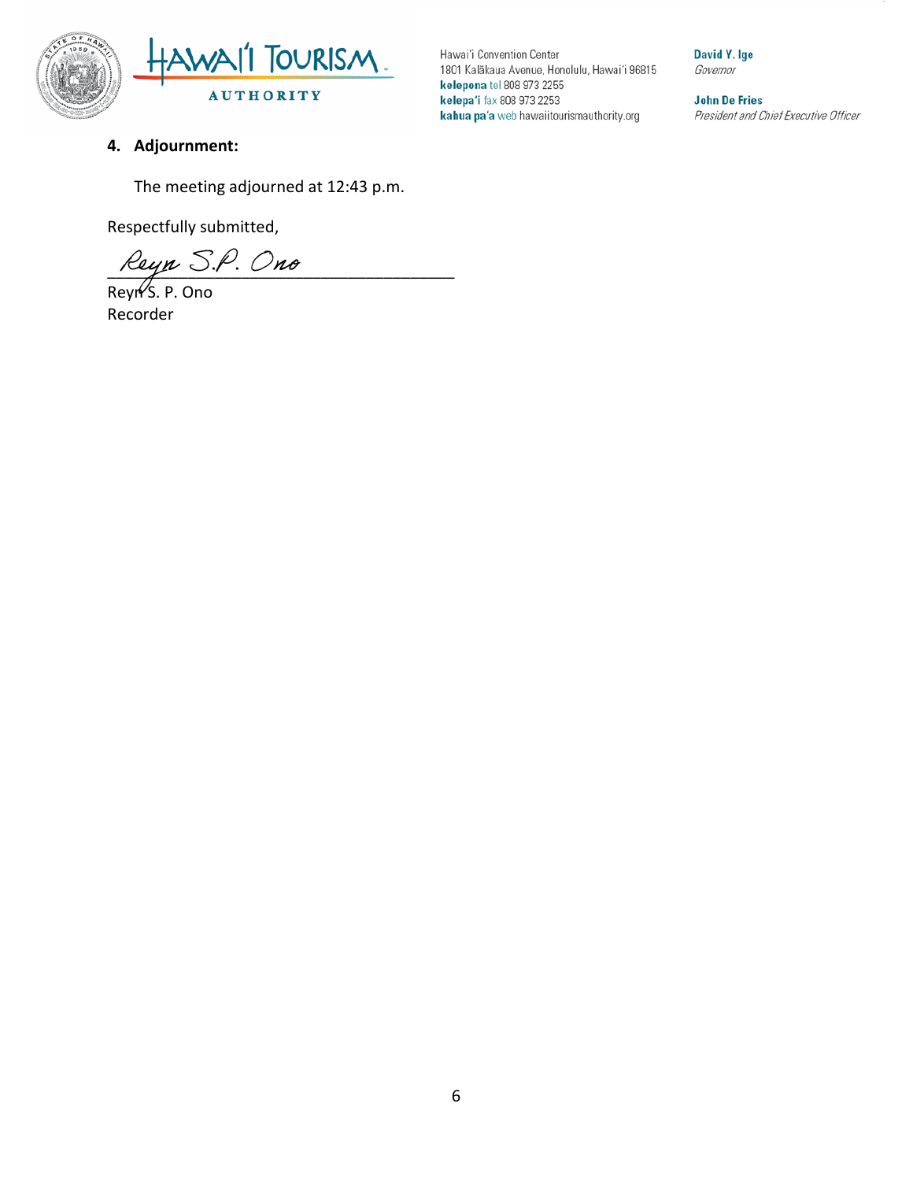**4. Adjournment:**

The meeting adjourned at 12:43 p.m.

Respectfully submitted,

Reyn S.P. Ono
___________________________________

Reyn S. P. Ono
Recorder